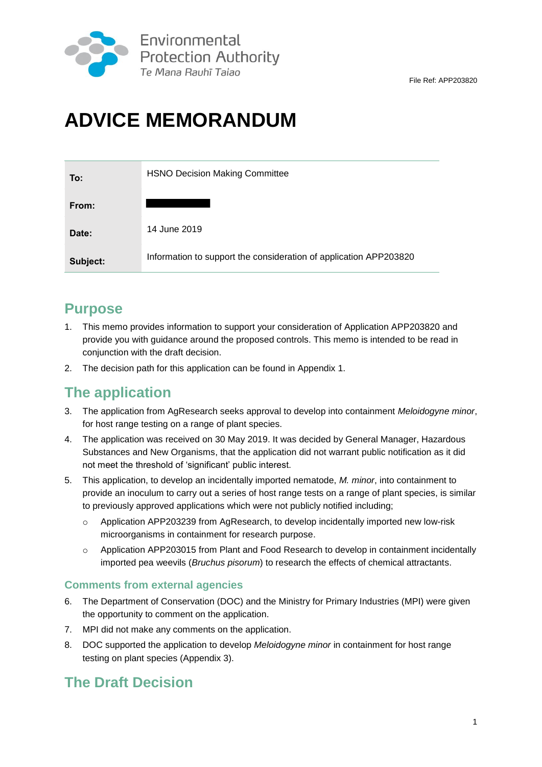Environmental Protection Authority
Te Mana Rauhī Taiao

File Ref: APP203820

# ADVICE MEMORANDUM

| | |
|---|---|
| **To:** | HSNO Decision Making Committee |
| **From:** | |
| **Date:** | 14 June 2019 |
| **Subject:** | Information to support the consideration of application APP203820 |

## Purpose

1. This memo provides information to support your consideration of Application APP203820 and provide you with guidance around the proposed controls. This memo is intended to be read in conjunction with the draft decision.
2. The decision path for this application can be found in Appendix 1.

## The application

3. The application from AgResearch seeks approval to develop into containment *Meloidogyne minor*, for host range testing on a range of plant species.
4. The application was received on 30 May 2019. It was decided by General Manager, Hazardous Substances and New Organisms, that the application did not warrant public notification as it did not meet the threshold of 'significant' public interest.
5. This application, to develop an incidentally imported nematode, *M. minor*, into containment to provide an inoculum to carry out a series of host range tests on a range of plant species, is similar to previously approved applications which were not publicly notified including;
   - Application APP203239 from AgResearch, to develop incidentally imported new low-risk microorganisms in containment for research purpose.
   - Application APP203015 from Plant and Food Research to develop in containment incidentally imported pea weevils (*Bruchus pisorum*) to research the effects of chemical attractants.

### Comments from external agencies

6. The Department of Conservation (DOC) and the Ministry for Primary Industries (MPI) were given the opportunity to comment on the application.
7. MPI did not make any comments on the application.
8. DOC supported the application to develop *Meloidogyne minor* in containment for host range testing on plant species (Appendix 3).

## The Draft Decision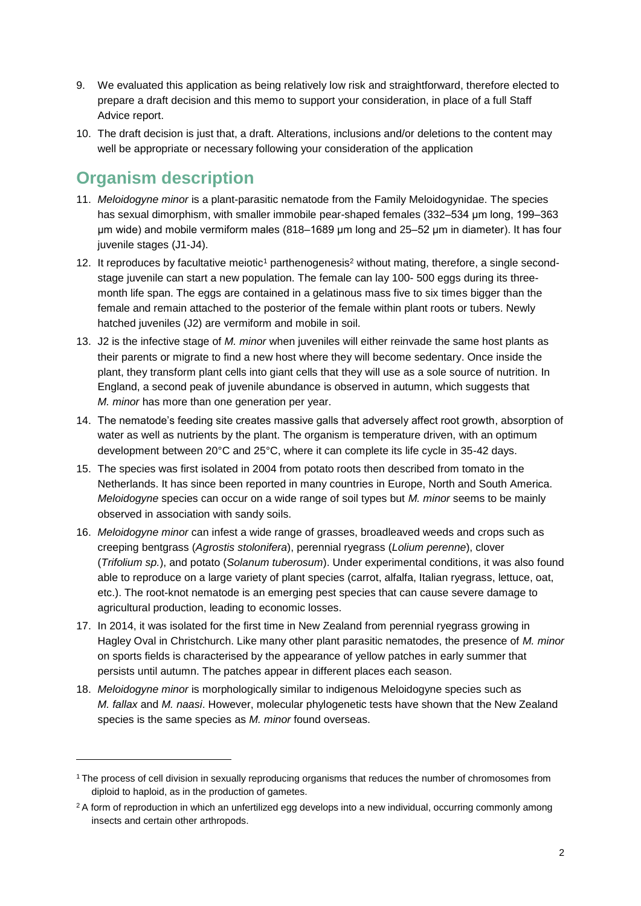9. We evaluated this application as being relatively low risk and straightforward, therefore elected to prepare a draft decision and this memo to support your consideration, in place of a full Staff Advice report.
10. The draft decision is just that, a draft. Alterations, inclusions and/or deletions to the content may well be appropriate or necessary following your consideration of the application

## Organism description

11. *Meloidogyne minor* is a plant-parasitic nematode from the Family Meloidogynidae. The species has sexual dimorphism, with smaller immobile pear-shaped females (332–534 μm long, 199–363 μm wide) and mobile vermiform males (818–1689 μm long and 25–52 μm in diameter). It has four juvenile stages (J1-J4).
12. It reproduces by facultative meiotic[1] parthenogenesis[2] without mating, therefore, a single second-stage juvenile can start a new population. The female can lay 100- 500 eggs during its three-month life span. The eggs are contained in a gelatinous mass five to six times bigger than the female and remain attached to the posterior of the female within plant roots or tubers. Newly hatched juveniles (J2) are vermiform and mobile in soil.
13. J2 is the infective stage of *M. minor* when juveniles will either reinvade the same host plants as their parents or migrate to find a new host where they will become sedentary. Once inside the plant, they transform plant cells into giant cells that they will use as a sole source of nutrition. In England, a second peak of juvenile abundance is observed in autumn, which suggests that *M. minor* has more than one generation per year.
14. The nematode's feeding site creates massive galls that adversely affect root growth, absorption of water as well as nutrients by the plant. The organism is temperature driven, with an optimum development between 20°C and 25°C, where it can complete its life cycle in 35-42 days.
15. The species was first isolated in 2004 from potato roots then described from tomato in the Netherlands. It has since been reported in many countries in Europe, North and South America. *Meloidogyne* species can occur on a wide range of soil types but *M. minor* seems to be mainly observed in association with sandy soils.
16. *Meloidogyne minor* can infest a wide range of grasses, broadleaved weeds and crops such as creeping bentgrass (*Agrostis stolonifera*), perennial ryegrass (*Lolium perenne*), clover (*Trifolium sp.*), and potato (*Solanum tuberosum*). Under experimental conditions, it was also found able to reproduce on a large variety of plant species (carrot, alfalfa, Italian ryegrass, lettuce, oat, etc.). The root-knot nematode is an emerging pest species that can cause severe damage to agricultural production, leading to economic losses.
17. In 2014, it was isolated for the first time in New Zealand from perennial ryegrass growing in Hagley Oval in Christchurch. Like many other plant parasitic nematodes, the presence of *M. minor* on sports fields is characterised by the appearance of yellow patches in early summer that persists until autumn. The patches appear in different places each season.
18. *Meloidogyne minor* is morphologically similar to indigenous Meloidogyne species such as *M. fallax* and *M. naasi*. However, molecular phylogenetic tests have shown that the New Zealand species is the same species as *M. minor* found overseas.

---

[1] The process of cell division in sexually reproducing organisms that reduces the number of chromosomes from diploid to haploid, as in the production of gametes.

[2] A form of reproduction in which an unfertilized egg develops into a new individual, occurring commonly among insects and certain other arthropods.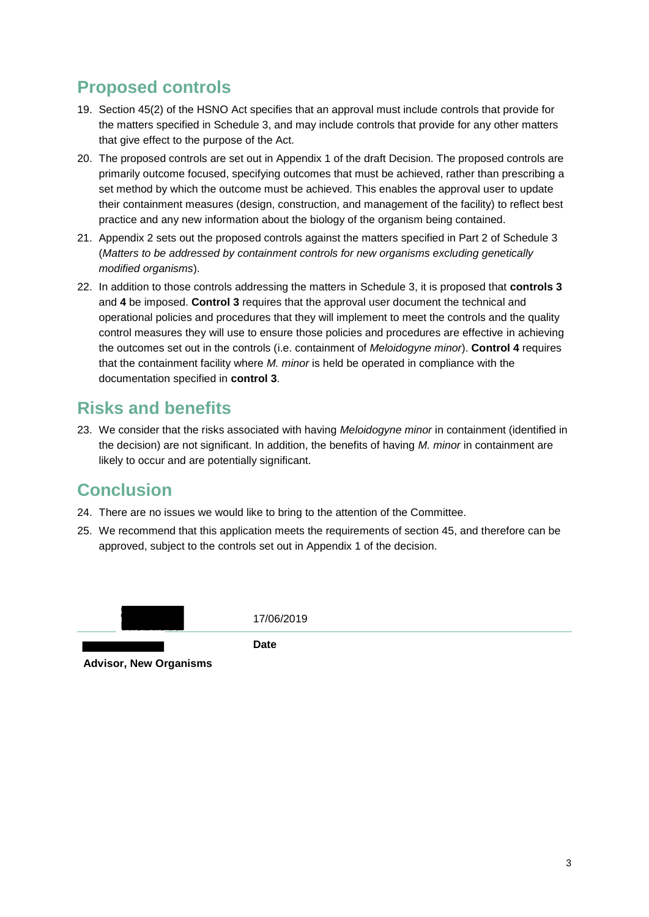## Proposed controls

19. Section 45(2) of the HSNO Act specifies that an approval must include controls that provide for the matters specified in Schedule 3, and may include controls that provide for any other matters that give effect to the purpose of the Act.
20. The proposed controls are set out in Appendix 1 of the draft Decision. The proposed controls are primarily outcome focused, specifying outcomes that must be achieved, rather than prescribing a set method by which the outcome must be achieved. This enables the approval user to update their containment measures (design, construction, and management of the facility) to reflect best practice and any new information about the biology of the organism being contained.
21. Appendix 2 sets out the proposed controls against the matters specified in Part 2 of Schedule 3 (*Matters to be addressed by containment controls for new organisms excluding genetically modified organisms*).
22. In addition to those controls addressing the matters in Schedule 3, it is proposed that **controls 3** and **4** be imposed. **Control 3** requires that the approval user document the technical and operational policies and procedures that they will implement to meet the controls and the quality control measures they will use to ensure those policies and procedures are effective in achieving the outcomes set out in the controls (i.e. containment of *Meloidogyne minor*). **Control 4** requires that the containment facility where *M. minor* is held be operated in compliance with the documentation specified in **control 3**.

## Risks and benefits

23. We consider that the risks associated with having *Meloidogyne minor* in containment (identified in the decision) are not significant. In addition, the benefits of having *M. minor* in containment are likely to occur and are potentially significant.

## Conclusion

24. There are no issues we would like to bring to the attention of the Committee.
25. We recommend that this application meets the requirements of section 45, and therefore can be approved, subject to the controls set out in Appendix 1 of the decision.

| | 17/06/2019 |
|---|---|
| **Advisor, New Organisms** | **Date** |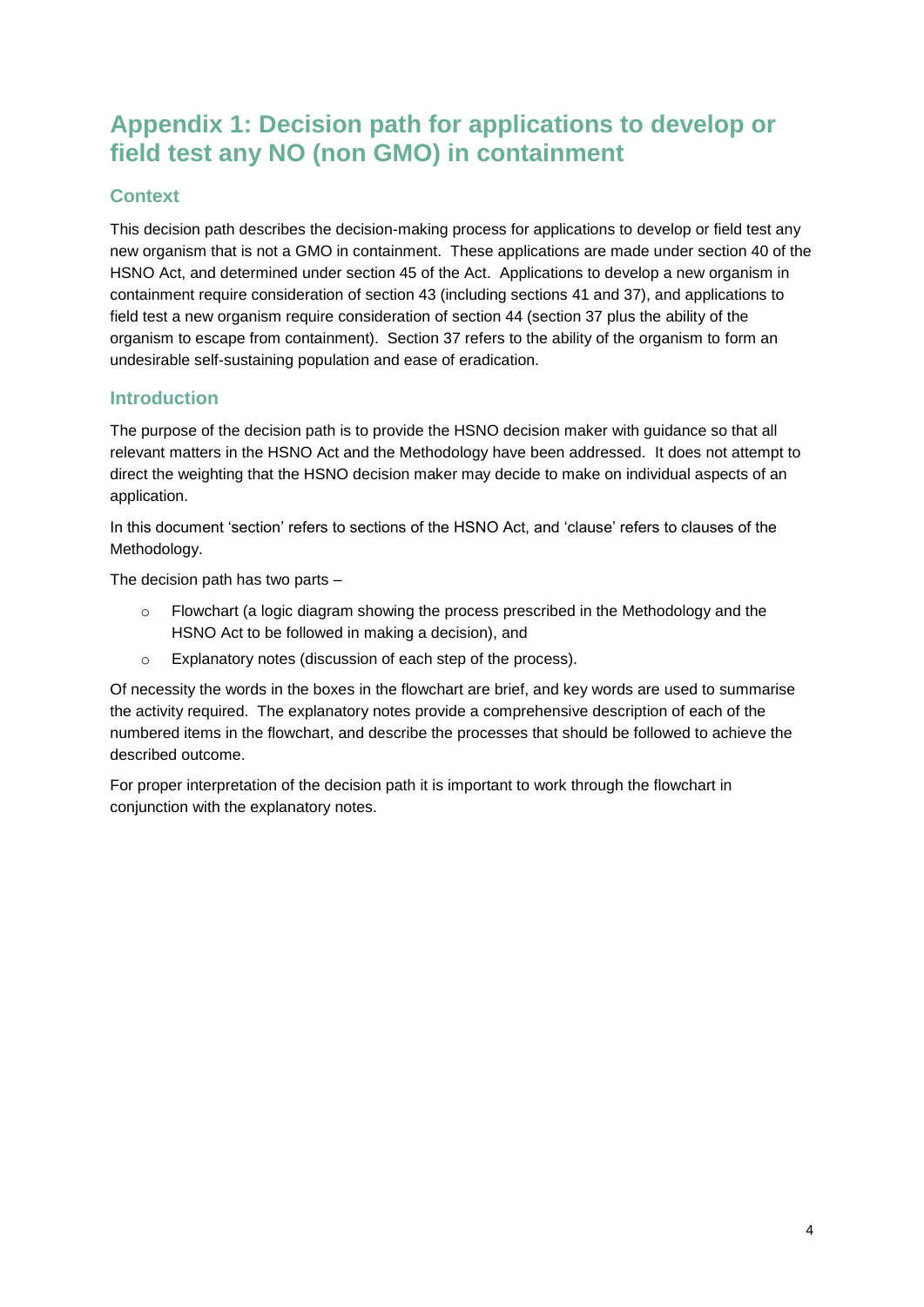# Appendix 1: Decision path for applications to develop or field test any NO (non GMO) in containment

## Context

This decision path describes the decision-making process for applications to develop or field test any new organism that is not a GMO in containment. These applications are made under section 40 of the HSNO Act, and determined under section 45 of the Act. Applications to develop a new organism in containment require consideration of section 43 (including sections 41 and 37), and applications to field test a new organism require consideration of section 44 (section 37 plus the ability of the organism to escape from containment). Section 37 refers to the ability of the organism to form an undesirable self-sustaining population and ease of eradication.

## Introduction

The purpose of the decision path is to provide the HSNO decision maker with guidance so that all relevant matters in the HSNO Act and the Methodology have been addressed. It does not attempt to direct the weighting that the HSNO decision maker may decide to make on individual aspects of an application.

In this document 'section' refers to sections of the HSNO Act, and 'clause' refers to clauses of the Methodology.

The decision path has two parts –

- Flowchart (a logic diagram showing the process prescribed in the Methodology and the HSNO Act to be followed in making a decision), and
- Explanatory notes (discussion of each step of the process).

Of necessity the words in the boxes in the flowchart are brief, and key words are used to summarise the activity required. The explanatory notes provide a comprehensive description of each of the numbered items in the flowchart, and describe the processes that should be followed to achieve the described outcome.

For proper interpretation of the decision path it is important to work through the flowchart in conjunction with the explanatory notes.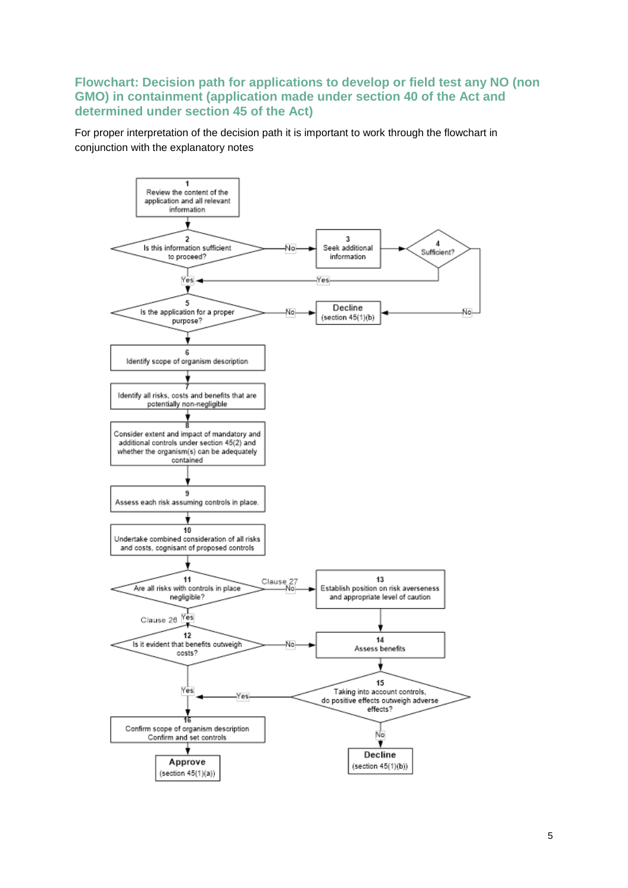### Flowchart: Decision path for applications to develop or field test any NO (non GMO) in containment (application made under section 40 of the Act and determined under section 45 of the Act)

For proper interpretation of the decision path it is important to work through the flowchart in conjunction with the explanatory notes

1. Review the content of the application and all relevant information
2. Is this information sufficient to proceed?
   - No → 3. Seek additional information → 4. Sufficient?
     - Yes → 5
     - No → Decline (section 45(1)(b))
   - Yes → 5
3. Seek additional information
4. Sufficient?
5. Is the application for a proper purpose?
   - No → Decline (section 45(1)(b))
   - Yes → 6
6. Identify scope of organism description
7. Identify all risks, costs and benefits that are potentially non-negligible
8. Consider extent and impact of mandatory and additional controls under section 45(2) and whether the organism(s) can be adequately contained
9. Assess each risk assuming controls in place.
10. Undertake combined consideration of all risks and costs, cognisant of proposed controls
11. Are all risks with controls in place negligible?
    - No (Clause 27) → 13
    - Yes (Clause 26) → 12
12. Is it evident that benefits outweigh costs?
    - No → 14
    - Yes → 16
13. Establish position on risk averseness and appropriate level of caution → 14
14. Assess benefits → 15
15. Taking into account controls, do positive effects outweigh adverse effects?
    - Yes → 16
    - No → Decline (section 45(1)(b))
16. Confirm scope of organism description. Confirm and set controls → Approve (section 45(1)(a))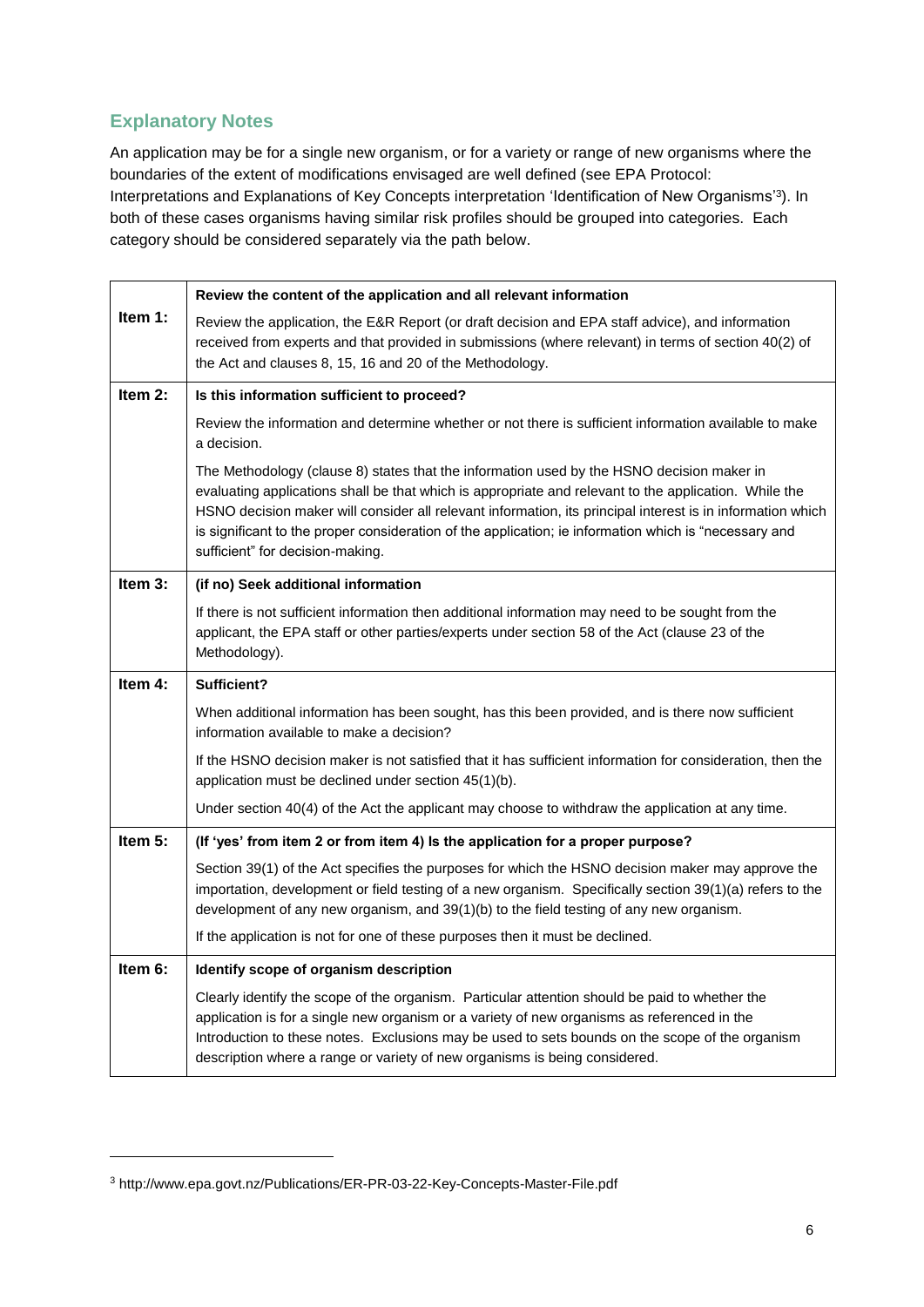## Explanatory Notes

An application may be for a single new organism, or for a variety or range of new organisms where the boundaries of the extent of modifications envisaged are well defined (see EPA Protocol: Interpretations and Explanations of Key Concepts interpretation 'Identification of New Organisms'[3]). In both of these cases organisms having similar risk profiles should be grouped into categories. Each category should be considered separately via the path below.

| | |
|---|---|
| **Item 1:** | **Review the content of the application and all relevant information**<br><br>Review the application, the E&R Report (or draft decision and EPA staff advice), and information received from experts and that provided in submissions (where relevant) in terms of section 40(2) of the Act and clauses 8, 15, 16 and 20 of the Methodology. |
| **Item 2:** | **Is this information sufficient to proceed?**<br><br>Review the information and determine whether or not there is sufficient information available to make a decision.<br><br>The Methodology (clause 8) states that the information used by the HSNO decision maker in evaluating applications shall be that which is appropriate and relevant to the application. While the HSNO decision maker will consider all relevant information, its principal interest is in information which is significant to the proper consideration of the application; ie information which is "necessary and sufficient" for decision-making. |
| **Item 3:** | **(if no) Seek additional information**<br><br>If there is not sufficient information then additional information may need to be sought from the applicant, the EPA staff or other parties/experts under section 58 of the Act (clause 23 of the Methodology). |
| **Item 4:** | **Sufficient?**<br><br>When additional information has been sought, has this been provided, and is there now sufficient information available to make a decision?<br><br>If the HSNO decision maker is not satisfied that it has sufficient information for consideration, then the application must be declined under section 45(1)(b).<br><br>Under section 40(4) of the Act the applicant may choose to withdraw the application at any time. |
| **Item 5:** | **(If 'yes' from item 2 or from item 4) Is the application for a proper purpose?**<br><br>Section 39(1) of the Act specifies the purposes for which the HSNO decision maker may approve the importation, development or field testing of a new organism. Specifically section 39(1)(a) refers to the development of any new organism, and 39(1)(b) to the field testing of any new organism.<br><br>If the application is not for one of these purposes then it must be declined. |
| **Item 6:** | **Identify scope of organism description**<br><br>Clearly identify the scope of the organism. Particular attention should be paid to whether the application is for a single new organism or a variety of new organisms as referenced in the Introduction to these notes. Exclusions may be used to sets bounds on the scope of the organism description where a range or variety of new organisms is being considered. |

[3] http://www.epa.govt.nz/Publications/ER-PR-03-22-Key-Concepts-Master-File.pdf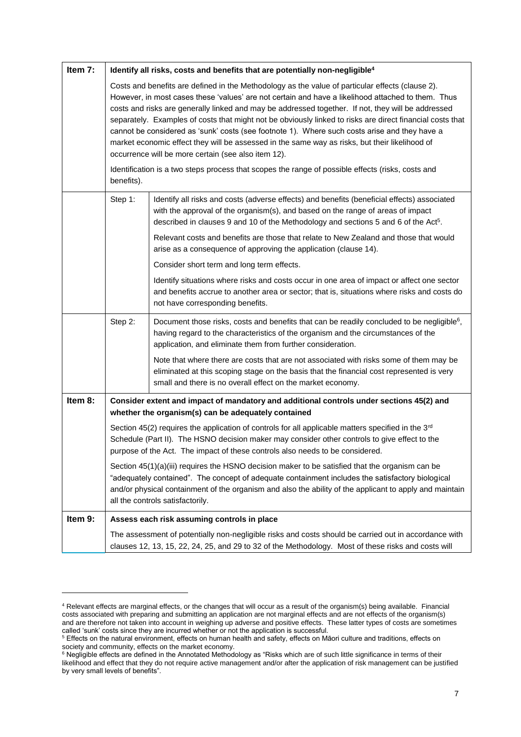| | | |
|---|---|---|
| **Item 7:** | **Identify all risks, costs and benefits that are potentially non-negligible[4]** | |
| | Costs and benefits are defined in the Methodology as the value of particular effects (clause 2). However, in most cases these 'values' are not certain and have a likelihood attached to them. Thus costs and risks are generally linked and may be addressed together. If not, they will be addressed separately. Examples of costs that might not be obviously linked to risks are direct financial costs that cannot be considered as 'sunk' costs (see footnote 1). Where such costs arise and they have a market economic effect they will be assessed in the same way as risks, but their likelihood of occurrence will be more certain (see also item 12).<br><br>Identification is a two steps process that scopes the range of possible effects (risks, costs and benefits). | |
| | Step 1: | Identify all risks and costs (adverse effects) and benefits (beneficial effects) associated with the approval of the organism(s), and based on the range of areas of impact described in clauses 9 and 10 of the Methodology and sections 5 and 6 of the Act[5].<br><br>Relevant costs and benefits are those that relate to New Zealand and those that would arise as a consequence of approving the application (clause 14).<br><br>Consider short term and long term effects.<br><br>Identify situations where risks and costs occur in one area of impact or affect one sector and benefits accrue to another area or sector; that is, situations where risks and costs do not have corresponding benefits. |
| | Step 2: | Document those risks, costs and benefits that can be readily concluded to be negligible[6], having regard to the characteristics of the organism and the circumstances of the application, and eliminate them from further consideration.<br><br>Note that where there are costs that are not associated with risks some of them may be eliminated at this scoping stage on the basis that the financial cost represented is very small and there is no overall effect on the market economy. |
| **Item 8:** | **Consider extent and impact of mandatory and additional controls under sections 45(2) and whether the organism(s) can be adequately contained** | |
| | Section 45(2) requires the application of controls for all applicable matters specified in the 3rd Schedule (Part II). The HSNO decision maker may consider other controls to give effect to the purpose of the Act. The impact of these controls also needs to be considered.<br><br>Section 45(1)(a)(iii) requires the HSNO decision maker to be satisfied that the organism can be "adequately contained". The concept of adequate containment includes the satisfactory biological and/or physical containment of the organism and also the ability of the applicant to apply and maintain all the controls satisfactorily. | |
| **Item 9:** | **Assess each risk assuming controls in place** | |
| | The assessment of potentially non-negligible risks and costs should be carried out in accordance with clauses 12, 13, 15, 22, 24, 25, and 29 to 32 of the Methodology. Most of these risks and costs will | |

[4] Relevant effects are marginal effects, or the changes that will occur as a result of the organism(s) being available. Financial costs associated with preparing and submitting an application are not marginal effects and are not effects of the organism(s) and are therefore not taken into account in weighing up adverse and positive effects. These latter types of costs are sometimes called 'sunk' costs since they are incurred whether or not the application is successful.

[5] Effects on the natural environment, effects on human health and safety, effects on Māori culture and traditions, effects on society and community, effects on the market economy.

[6] Negligible effects are defined in the Annotated Methodology as "Risks which are of such little significance in terms of their likelihood and effect that they do not require active management and/or after the application of risk management can be justified by very small levels of benefits".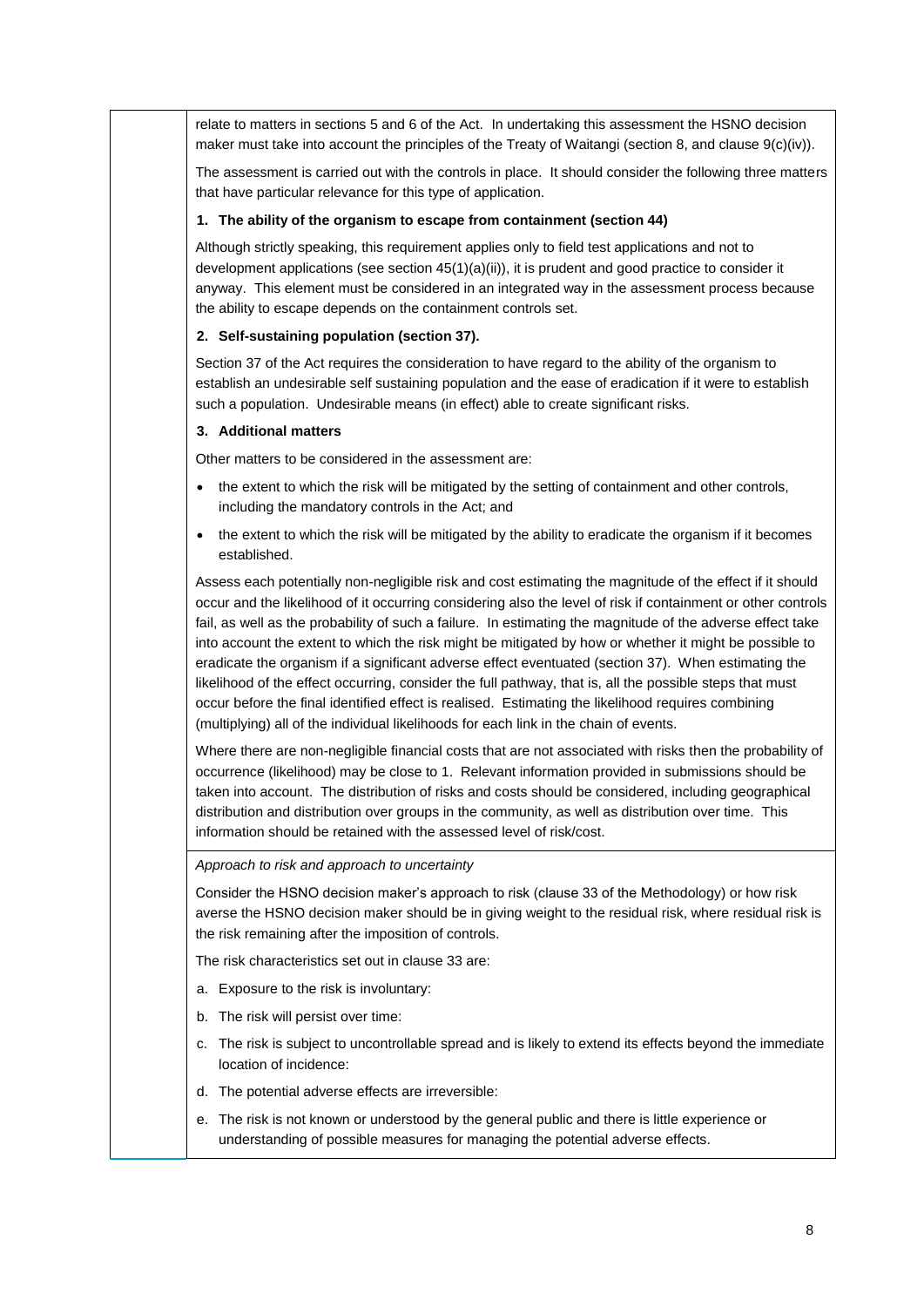relate to matters in sections 5 and 6 of the Act. In undertaking this assessment the HSNO decision maker must take into account the principles of the Treaty of Waitangi (section 8, and clause 9(c)(iv)).

The assessment is carried out with the controls in place. It should consider the following three matters that have particular relevance for this type of application.

**1. The ability of the organism to escape from containment (section 44)**

Although strictly speaking, this requirement applies only to field test applications and not to development applications (see section 45(1)(a)(ii)), it is prudent and good practice to consider it anyway. This element must be considered in an integrated way in the assessment process because the ability to escape depends on the containment controls set.

**2. Self-sustaining population (section 37).**

Section 37 of the Act requires the consideration to have regard to the ability of the organism to establish an undesirable self sustaining population and the ease of eradication if it were to establish such a population. Undesirable means (in effect) able to create significant risks.

**3. Additional matters**

Other matters to be considered in the assessment are:

- the extent to which the risk will be mitigated by the setting of containment and other controls, including the mandatory controls in the Act; and
- the extent to which the risk will be mitigated by the ability to eradicate the organism if it becomes established.

Assess each potentially non-negligible risk and cost estimating the magnitude of the effect if it should occur and the likelihood of it occurring considering also the level of risk if containment or other controls fail, as well as the probability of such a failure. In estimating the magnitude of the adverse effect take into account the extent to which the risk might be mitigated by how or whether it might be possible to eradicate the organism if a significant adverse effect eventuated (section 37). When estimating the likelihood of the effect occurring, consider the full pathway, that is, all the possible steps that must occur before the final identified effect is realised. Estimating the likelihood requires combining (multiplying) all of the individual likelihoods for each link in the chain of events.

Where there are non-negligible financial costs that are not associated with risks then the probability of occurrence (likelihood) may be close to 1. Relevant information provided in submissions should be taken into account. The distribution of risks and costs should be considered, including geographical distribution and distribution over groups in the community, as well as distribution over time. This information should be retained with the assessed level of risk/cost.

*Approach to risk and approach to uncertainty*

Consider the HSNO decision maker's approach to risk (clause 33 of the Methodology) or how risk averse the HSNO decision maker should be in giving weight to the residual risk, where residual risk is the risk remaining after the imposition of controls.

The risk characteristics set out in clause 33 are:

a. Exposure to the risk is involuntary:

b. The risk will persist over time:

c. The risk is subject to uncontrollable spread and is likely to extend its effects beyond the immediate location of incidence:

d. The potential adverse effects are irreversible:

e. The risk is not known or understood by the general public and there is little experience or understanding of possible measures for managing the potential adverse effects.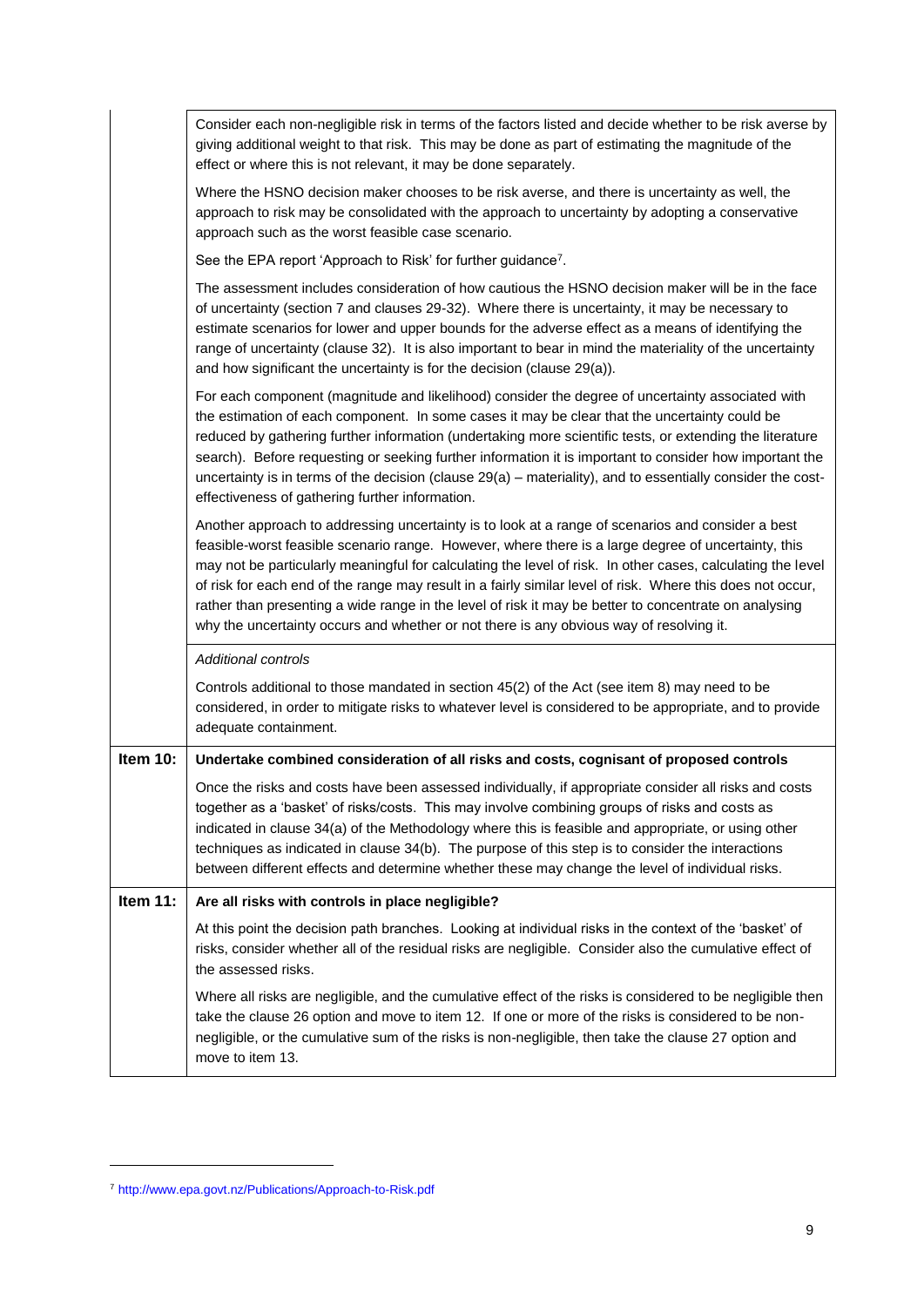| | |
|---|---|
| | Consider each non-negligible risk in terms of the factors listed and decide whether to be risk averse by giving additional weight to that risk. This may be done as part of estimating the magnitude of the effect or where this is not relevant, it may be done separately.<br><br>Where the HSNO decision maker chooses to be risk averse, and there is uncertainty as well, the approach to risk may be consolidated with the approach to uncertainty by adopting a conservative approach such as the worst feasible case scenario.<br><br>See the EPA report 'Approach to Risk' for further guidance[7].<br><br>The assessment includes consideration of how cautious the HSNO decision maker will be in the face of uncertainty (section 7 and clauses 29-32). Where there is uncertainty, it may be necessary to estimate scenarios for lower and upper bounds for the adverse effect as a means of identifying the range of uncertainty (clause 32). It is also important to bear in mind the materiality of the uncertainty and how significant the uncertainty is for the decision (clause 29(a)).<br><br>For each component (magnitude and likelihood) consider the degree of uncertainty associated with the estimation of each component. In some cases it may be clear that the uncertainty could be reduced by gathering further information (undertaking more scientific tests, or extending the literature search). Before requesting or seeking further information it is important to consider how important the uncertainty is in terms of the decision (clause 29(a) – materiality), and to essentially consider the cost-effectiveness of gathering further information.<br><br>Another approach to addressing uncertainty is to look at a range of scenarios and consider a best feasible-worst feasible scenario range. However, where there is a large degree of uncertainty, this may not be particularly meaningful for calculating the level of risk. In other cases, calculating the level of risk for each end of the range may result in a fairly similar level of risk. Where this does not occur, rather than presenting a wide range in the level of risk it may be better to concentrate on analysing why the uncertainty occurs and whether or not there is any obvious way of resolving it. |
| | *Additional controls*<br><br>Controls additional to those mandated in section 45(2) of the Act (see item 8) may need to be considered, in order to mitigate risks to whatever level is considered to be appropriate, and to provide adequate containment. |
| **Item 10:** | **Undertake combined consideration of all risks and costs, cognisant of proposed controls**<br><br>Once the risks and costs have been assessed individually, if appropriate consider all risks and costs together as a 'basket' of risks/costs. This may involve combining groups of risks and costs as indicated in clause 34(a) of the Methodology where this is feasible and appropriate, or using other techniques as indicated in clause 34(b). The purpose of this step is to consider the interactions between different effects and determine whether these may change the level of individual risks. |
| **Item 11:** | **Are all risks with controls in place negligible?**<br><br>At this point the decision path branches. Looking at individual risks in the context of the 'basket' of risks, consider whether all of the residual risks are negligible. Consider also the cumulative effect of the assessed risks.<br><br>Where all risks are negligible, and the cumulative effect of the risks is considered to be negligible then take the clause 26 option and move to item 12. If one or more of the risks is considered to be non-negligible, or the cumulative sum of the risks is non-negligible, then take the clause 27 option and move to item 13. |

[7] http://www.epa.govt.nz/Publications/Approach-to-Risk.pdf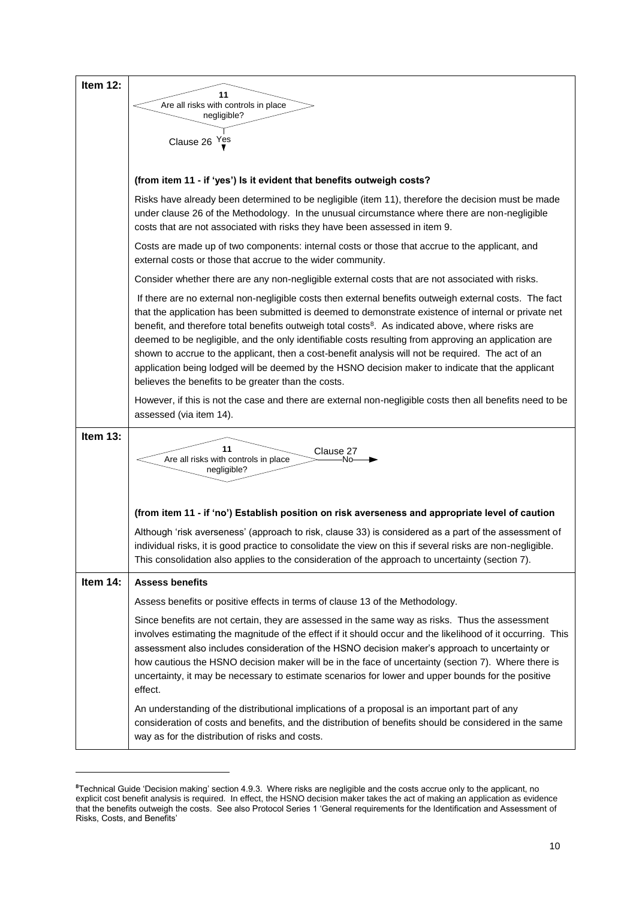| | |
|---|---|
| **Item 12:** | 11 Are all risks with controls in place negligible? → Clause 26 Yes<br><br>**(from item 11 - if 'yes') Is it evident that benefits outweigh costs?**<br><br>Risks have already been determined to be negligible (item 11), therefore the decision must be made under clause 26 of the Methodology. In the unusual circumstance where there are non-negligible costs that are not associated with risks they have been assessed in item 9.<br><br>Costs are made up of two components: internal costs or those that accrue to the applicant, and external costs or those that accrue to the wider community.<br><br>Consider whether there are any non-negligible external costs that are not associated with risks.<br><br>If there are no external non-negligible costs then external benefits outweigh external costs. The fact that the application has been submitted is deemed to demonstrate existence of internal or private net benefit, and therefore total benefits outweigh total costs[8]. As indicated above, where risks are deemed to be negligible, and the only identifiable costs resulting from approving an application are shown to accrue to the applicant, then a cost-benefit analysis will not be required. The act of an application being lodged will be deemed by the HSNO decision maker to indicate that the applicant believes the benefits to be greater than the costs.<br><br>However, if this is not the case and there are external non-negligible costs then all benefits need to be assessed (via item 14). |
| **Item 13:** | 11 Are all risks with controls in place negligible? → Clause 27 No<br><br>**(from item 11 - if 'no') Establish position on risk averseness and appropriate level of caution**<br><br>Although 'risk averseness' (approach to risk, clause 33) is considered as a part of the assessment of individual risks, it is good practice to consolidate the view on this if several risks are non-negligible. This consolidation also applies to the consideration of the approach to uncertainty (section 7). |
| **Item 14:** | **Assess benefits**<br><br>Assess benefits or positive effects in terms of clause 13 of the Methodology.<br><br>Since benefits are not certain, they are assessed in the same way as risks. Thus the assessment involves estimating the magnitude of the effect if it should occur and the likelihood of it occurring. This assessment also includes consideration of the HSNO decision maker's approach to uncertainty or how cautious the HSNO decision maker will be in the face of uncertainty (section 7). Where there is uncertainty, it may be necessary to estimate scenarios for lower and upper bounds for the positive effect.<br><br>An understanding of the distributional implications of a proposal is an important part of any consideration of costs and benefits, and the distribution of benefits should be considered in the same way as for the distribution of risks and costs. |

[8] Technical Guide 'Decision making' section 4.9.3. Where risks are negligible and the costs accrue only to the applicant, no explicit cost benefit analysis is required. In effect, the HSNO decision maker takes the act of making an application as evidence that the benefits outweigh the costs. See also Protocol Series 1 'General requirements for the Identification and Assessment of Risks, Costs, and Benefits'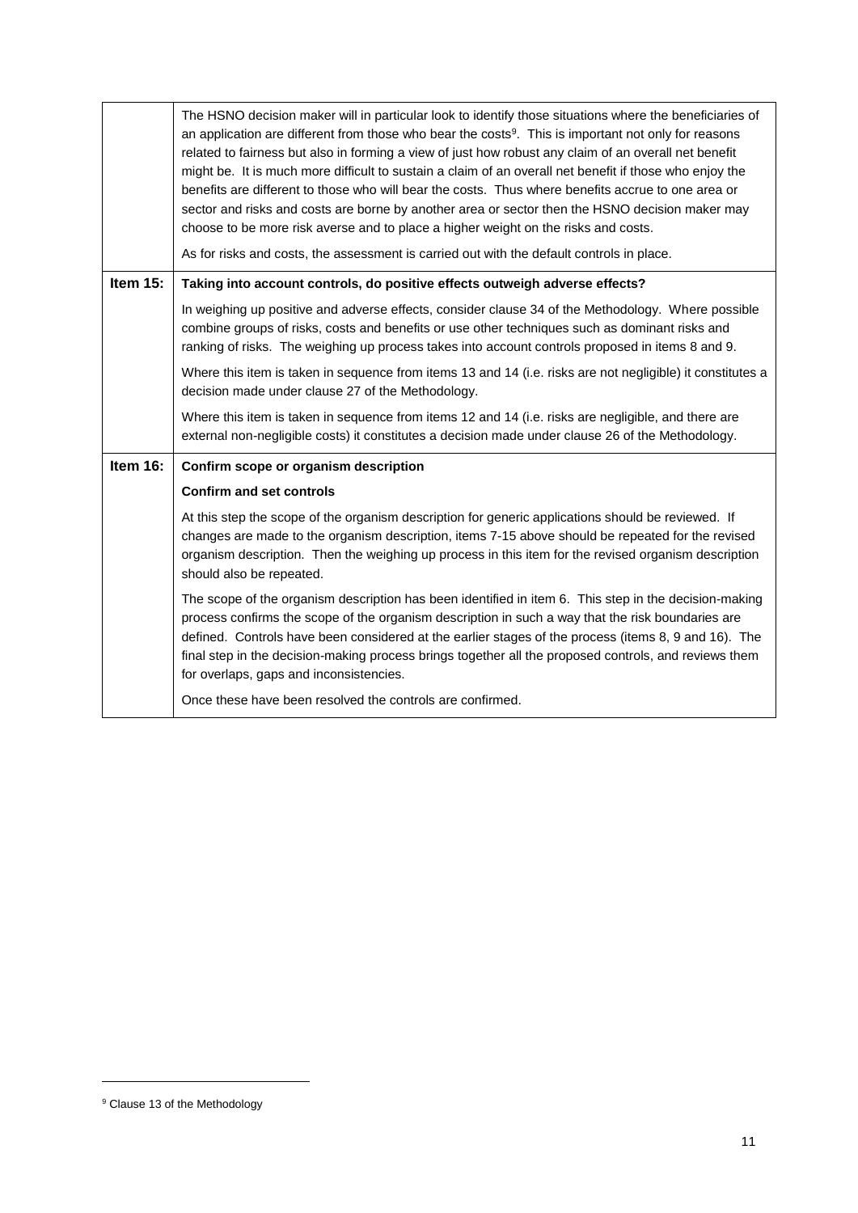| | |
|---|---|
| | The HSNO decision maker will in particular look to identify those situations where the beneficiaries of an application are different from those who bear the costs[9]. This is important not only for reasons related to fairness but also in forming a view of just how robust any claim of an overall net benefit might be. It is much more difficult to sustain a claim of an overall net benefit if those who enjoy the benefits are different to those who will bear the costs. Thus where benefits accrue to one area or sector and risks and costs are borne by another area or sector then the HSNO decision maker may choose to be more risk averse and to place a higher weight on the risks and costs.<br><br>As for risks and costs, the assessment is carried out with the default controls in place. |
| **Item 15:** | **Taking into account controls, do positive effects outweigh adverse effects?**<br><br>In weighing up positive and adverse effects, consider clause 34 of the Methodology. Where possible combine groups of risks, costs and benefits or use other techniques such as dominant risks and ranking of risks. The weighing up process takes into account controls proposed in items 8 and 9.<br><br>Where this item is taken in sequence from items 13 and 14 (i.e. risks are not negligible) it constitutes a decision made under clause 27 of the Methodology.<br><br>Where this item is taken in sequence from items 12 and 14 (i.e. risks are negligible, and there are external non-negligible costs) it constitutes a decision made under clause 26 of the Methodology. |
| **Item 16:** | **Confirm scope or organism description**<br><br>**Confirm and set controls**<br><br>At this step the scope of the organism description for generic applications should be reviewed. If changes are made to the organism description, items 7-15 above should be repeated for the revised organism description. Then the weighing up process in this item for the revised organism description should also be repeated.<br><br>The scope of the organism description has been identified in item 6. This step in the decision-making process confirms the scope of the organism description in such a way that the risk boundaries are defined. Controls have been considered at the earlier stages of the process (items 8, 9 and 16). The final step in the decision-making process brings together all the proposed controls, and reviews them for overlaps, gaps and inconsistencies.<br><br>Once these have been resolved the controls are confirmed. |

[9] Clause 13 of the Methodology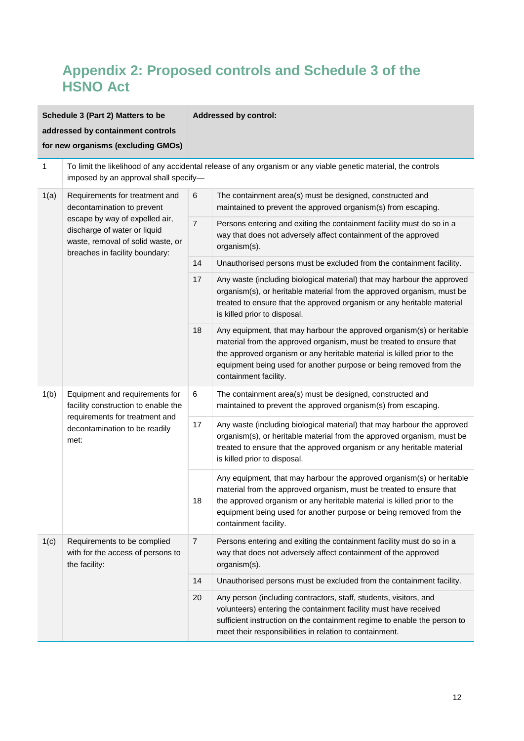# Appendix 2: Proposed controls and Schedule 3 of the HSNO Act

| Schedule 3 (Part 2) Matters to be addressed by containment controls for new organisms (excluding GMOs) | | Addressed by control: | |
|---|---|---|---|
| 1 | To limit the likelihood of any accidental release of any organism or any viable genetic material, the controls imposed by an approval shall specify— | | |
| 1(a) | Requirements for treatment and decontamination to prevent escape by way of expelled air, discharge of water or liquid waste, removal of solid waste, or breaches in facility boundary: | 6 | The containment area(s) must be designed, constructed and maintained to prevent the approved organism(s) from escaping. |
| | | 7 | Persons entering and exiting the containment facility must do so in a way that does not adversely affect containment of the approved organism(s). |
| | | 14 | Unauthorised persons must be excluded from the containment facility. |
| | | 17 | Any waste (including biological material) that may harbour the approved organism(s), or heritable material from the approved organism, must be treated to ensure that the approved organism or any heritable material is killed prior to disposal. |
| | | 18 | Any equipment, that may harbour the approved organism(s) or heritable material from the approved organism, must be treated to ensure that the approved organism or any heritable material is killed prior to the equipment being used for another purpose or being removed from the containment facility. |
| 1(b) | Equipment and requirements for facility construction to enable the requirements for treatment and decontamination to be readily met: | 6 | The containment area(s) must be designed, constructed and maintained to prevent the approved organism(s) from escaping. |
| | | 17 | Any waste (including biological material) that may harbour the approved organism(s), or heritable material from the approved organism, must be treated to ensure that the approved organism or any heritable material is killed prior to disposal. |
| | | 18 | Any equipment, that may harbour the approved organism(s) or heritable material from the approved organism, must be treated to ensure that the approved organism or any heritable material is killed prior to the equipment being used for another purpose or being removed from the containment facility. |
| 1(c) | Requirements to be complied with for the access of persons to the facility: | 7 | Persons entering and exiting the containment facility must do so in a way that does not adversely affect containment of the approved organism(s). |
| | | 14 | Unauthorised persons must be excluded from the containment facility. |
| | | 20 | Any person (including contractors, staff, students, visitors, and volunteers) entering the containment facility must have received sufficient instruction on the containment regime to enable the person to meet their responsibilities in relation to containment. |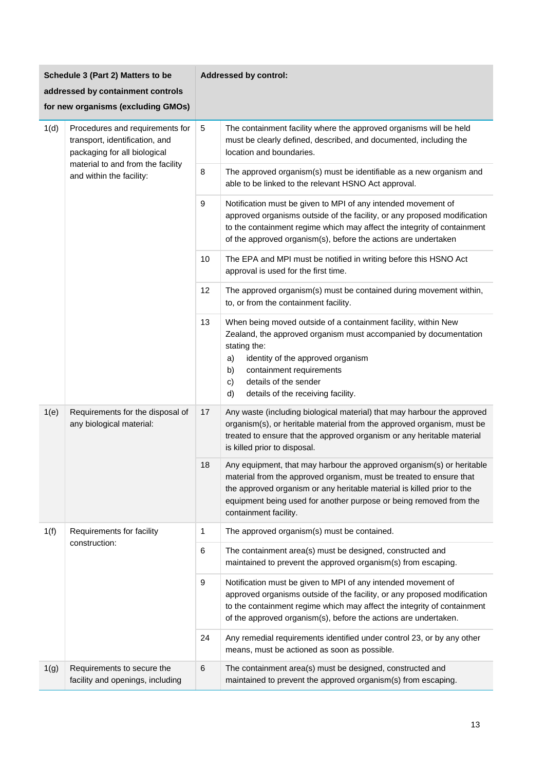| Schedule 3 (Part 2) Matters to be addressed by containment controls for new organisms (excluding GMOs) | | Addressed by control: | |
|---|---|---|---|
| 1(d) | Procedures and requirements for transport, identification, and packaging for all biological material to and from the facility and within the facility: | 5 | The containment facility where the approved organisms will be held must be clearly defined, described, and documented, including the location and boundaries. |
| | | 8 | The approved organism(s) must be identifiable as a new organism and able to be linked to the relevant HSNO Act approval. |
| | | 9 | Notification must be given to MPI of any intended movement of approved organisms outside of the facility, or any proposed modification to the containment regime which may affect the integrity of containment of the approved organism(s), before the actions are undertaken |
| | | 10 | The EPA and MPI must be notified in writing before this HSNO Act approval is used for the first time. |
| | | 12 | The approved organism(s) must be contained during movement within, to, or from the containment facility. |
| | | 13 | When being moved outside of a containment facility, within New Zealand, the approved organism must accompanied by documentation stating the:<br>a) identity of the approved organism<br>b) containment requirements<br>c) details of the sender<br>d) details of the receiving facility. |
| 1(e) | Requirements for the disposal of any biological material: | 17 | Any waste (including biological material) that may harbour the approved organism(s), or heritable material from the approved organism, must be treated to ensure that the approved organism or any heritable material is killed prior to disposal. |
| | | 18 | Any equipment, that may harbour the approved organism(s) or heritable material from the approved organism, must be treated to ensure that the approved organism or any heritable material is killed prior to the equipment being used for another purpose or being removed from the containment facility. |
| 1(f) | Requirements for facility construction: | 1 | The approved organism(s) must be contained. |
| | | 6 | The containment area(s) must be designed, constructed and maintained to prevent the approved organism(s) from escaping. |
| | | 9 | Notification must be given to MPI of any intended movement of approved organisms outside of the facility, or any proposed modification to the containment regime which may affect the integrity of containment of the approved organism(s), before the actions are undertaken. |
| | | 24 | Any remedial requirements identified under control 23, or by any other means, must be actioned as soon as possible. |
| 1(g) | Requirements to secure the facility and openings, including | 6 | The containment area(s) must be designed, constructed and maintained to prevent the approved organism(s) from escaping. |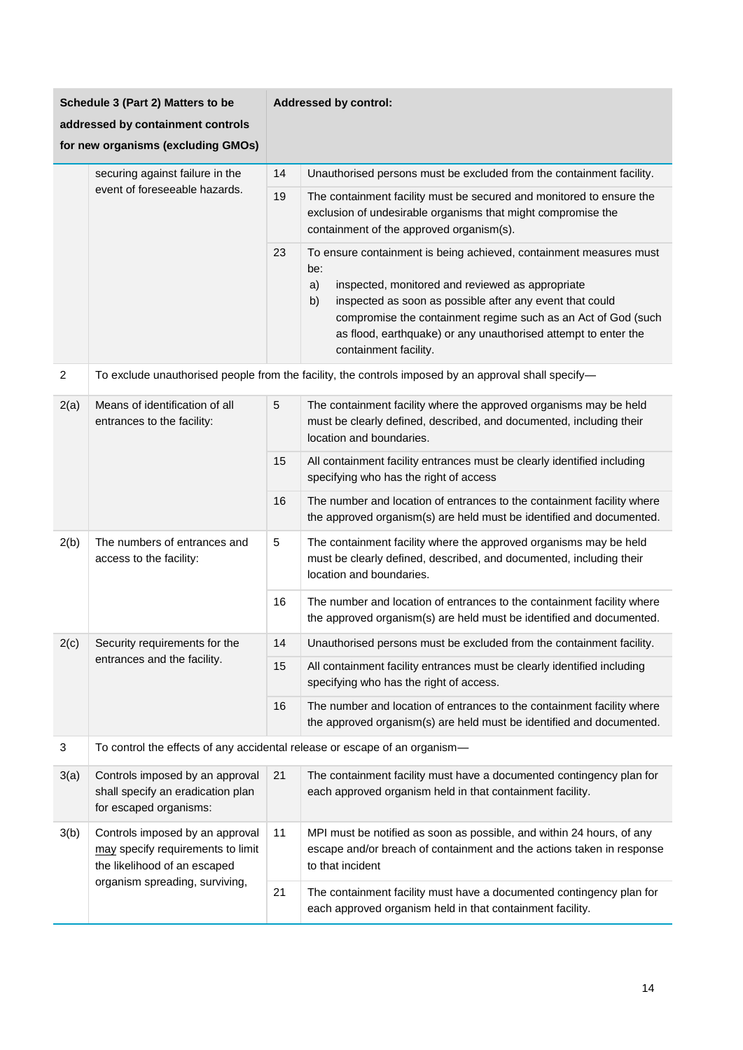| Schedule 3 (Part 2) Matters to be addressed by containment controls for new organisms (excluding GMOs) | | Addressed by control: | |
|---|---|---|---|
| | securing against failure in the event of foreseeable hazards. | 14 | Unauthorised persons must be excluded from the containment facility. |
| | | 19 | The containment facility must be secured and monitored to ensure the exclusion of undesirable organisms that might compromise the containment of the approved organism(s). |
| | | 23 | To ensure containment is being achieved, containment measures must be: a) inspected, monitored and reviewed as appropriate b) inspected as soon as possible after any event that could compromise the containment regime such as an Act of God (such as flood, earthquake) or any unauthorised attempt to enter the containment facility. |
| 2 | To exclude unauthorised people from the facility, the controls imposed by an approval shall specify— | | |
| 2(a) | Means of identification of all entrances to the facility: | 5 | The containment facility where the approved organisms may be held must be clearly defined, described, and documented, including their location and boundaries. |
| | | 15 | All containment facility entrances must be clearly identified including specifying who has the right of access |
| | | 16 | The number and location of entrances to the containment facility where the approved organism(s) are held must be identified and documented. |
| 2(b) | The numbers of entrances and access to the facility: | 5 | The containment facility where the approved organisms may be held must be clearly defined, described, and documented, including their location and boundaries. |
| | | 16 | The number and location of entrances to the containment facility where the approved organism(s) are held must be identified and documented. |
| 2(c) | Security requirements for the entrances and the facility. | 14 | Unauthorised persons must be excluded from the containment facility. |
| | | 15 | All containment facility entrances must be clearly identified including specifying who has the right of access. |
| | | 16 | The number and location of entrances to the containment facility where the approved organism(s) are held must be identified and documented. |
| 3 | To control the effects of any accidental release or escape of an organism— | | |
| 3(a) | Controls imposed by an approval shall specify an eradication plan for escaped organisms: | 21 | The containment facility must have a documented contingency plan for each approved organism held in that containment facility. |
| 3(b) | Controls imposed by an approval may specify requirements to limit the likelihood of an escaped organism spreading, surviving, | 11 | MPI must be notified as soon as possible, and within 24 hours, of any escape and/or breach of containment and the actions taken in response to that incident |
| | | 21 | The containment facility must have a documented contingency plan for each approved organism held in that containment facility. |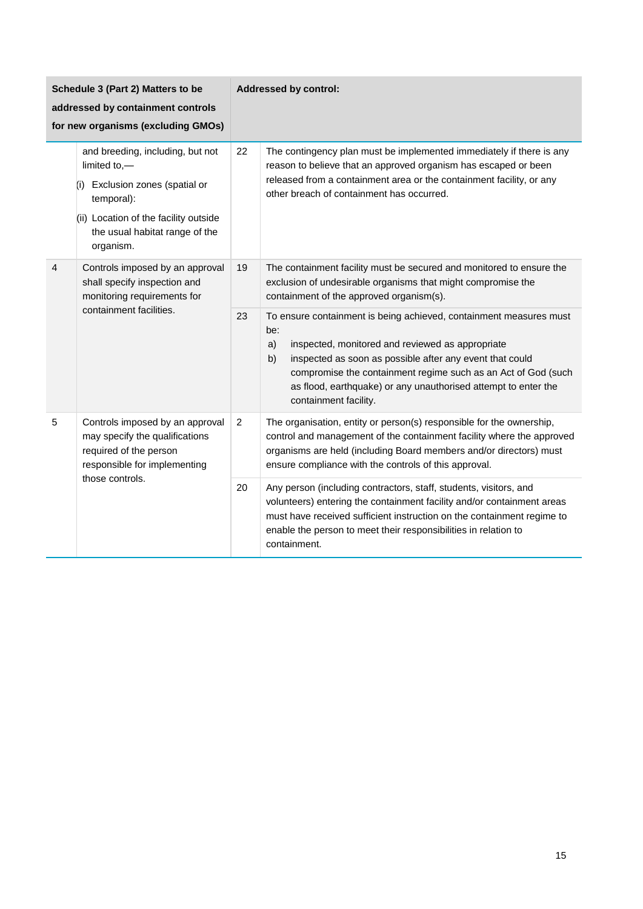| Schedule 3 (Part 2) Matters to be addressed by containment controls for new organisms (excluding GMOs) | | Addressed by control: | |
|---|---|---|---|
| | and breeding, including, but not limited to,—<br>(i) Exclusion zones (spatial or temporal):<br>(ii) Location of the facility outside the usual habitat range of the organism. | 22 | The contingency plan must be implemented immediately if there is any reason to believe that an approved organism has escaped or been released from a containment area or the containment facility, or any other breach of containment has occurred. |
| 4 | Controls imposed by an approval shall specify inspection and monitoring requirements for containment facilities. | 19 | The containment facility must be secured and monitored to ensure the exclusion of undesirable organisms that might compromise the containment of the approved organism(s). |
| | | 23 | To ensure containment is being achieved, containment measures must be:<br>a) inspected, monitored and reviewed as appropriate<br>b) inspected as soon as possible after any event that could compromise the containment regime such as an Act of God (such as flood, earthquake) or any unauthorised attempt to enter the containment facility. |
| 5 | Controls imposed by an approval may specify the qualifications required of the person responsible for implementing those controls. | 2 | The organisation, entity or person(s) responsible for the ownership, control and management of the containment facility where the approved organisms are held (including Board members and/or directors) must ensure compliance with the controls of this approval. |
| | | 20 | Any person (including contractors, staff, students, visitors, and volunteers) entering the containment facility and/or containment areas must have received sufficient instruction on the containment regime to enable the person to meet their responsibilities in relation to containment. |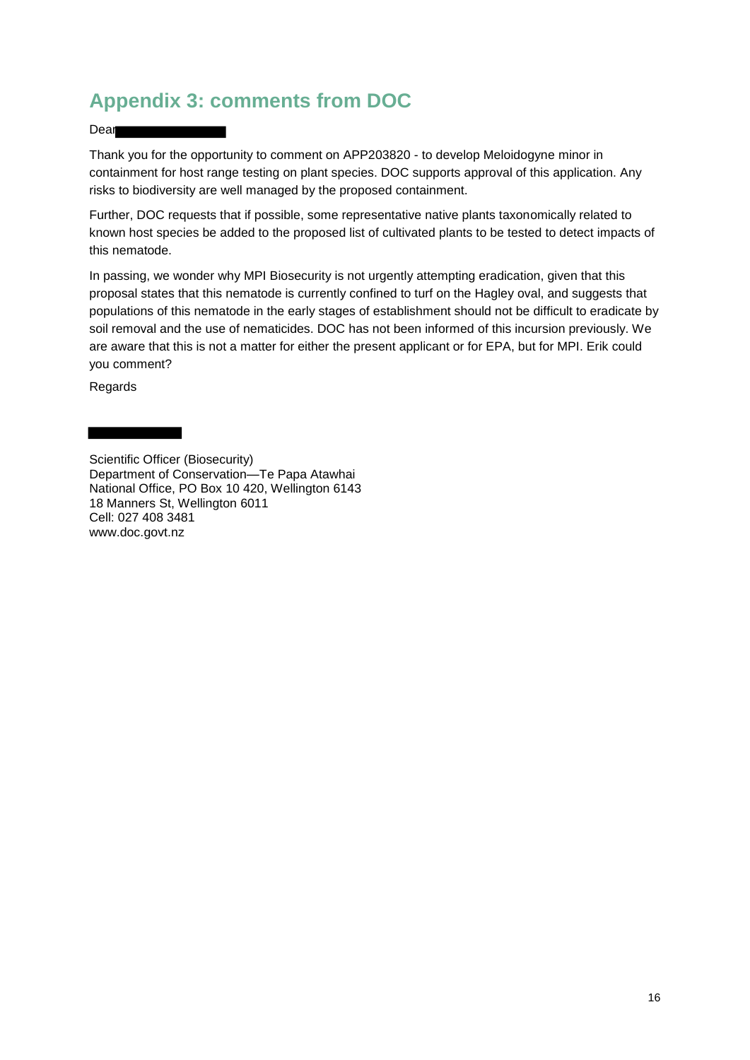## Appendix 3: comments from DOC

Dear

Thank you for the opportunity to comment on APP203820 - to develop Meloidogyne minor in containment for host range testing on plant species. DOC supports approval of this application. Any risks to biodiversity are well managed by the proposed containment.

Further, DOC requests that if possible, some representative native plants taxonomically related to known host species be added to the proposed list of cultivated plants to be tested to detect impacts of this nematode.

In passing, we wonder why MPI Biosecurity is not urgently attempting eradication, given that this proposal states that this nematode is currently confined to turf on the Hagley oval, and suggests that populations of this nematode in the early stages of establishment should not be difficult to eradicate by soil removal and the use of nematicides. DOC has not been informed of this incursion previously. We are aware that this is not a matter for either the present applicant or for EPA, but for MPI. Erik could you comment?

Regards

Scientific Officer (Biosecurity)
Department of Conservation—Te Papa Atawhai
National Office, PO Box 10 420, Wellington 6143
18 Manners St, Wellington 6011
Cell: 027 408 3481
www.doc.govt.nz